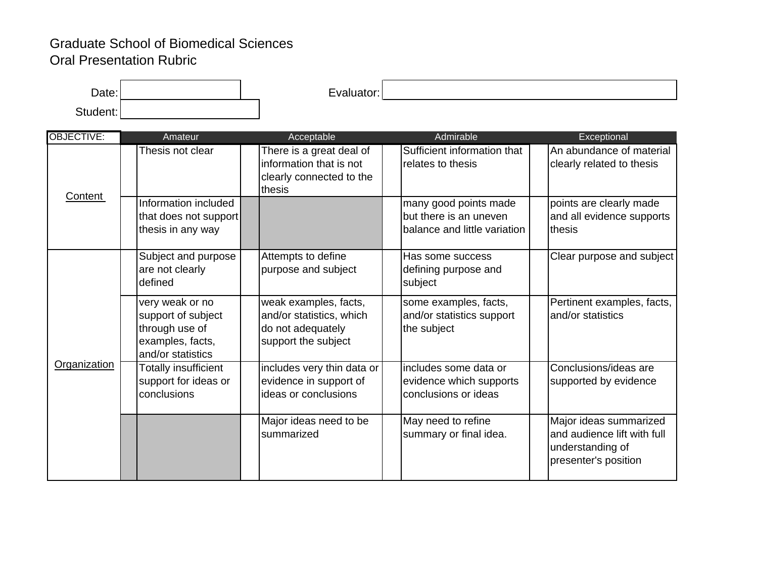Graduate School of Biomedical Sciences

Oral Presentation Rubric

Date: ____________ Evaluator: ____________

Student: ____________

| OBJECTIVE: | | Amateur | | Acceptable | | Admirable | | Exceptional |
|---|---|---|---|---|---|---|---|---|
| Content | | Thesis not clear | | There is a great deal of information that is not clearly connected to the thesis | | Sufficient information that relates to thesis | | An abundance of material clearly related to thesis |
| | | Information included that does not support thesis in any way | | | | many good points made but there is an uneven balance and little variation | | points are clearly made and all evidence supports thesis |
| Organization | | Subject and purpose are not clearly defined | | Attempts to define purpose and subject | | Has some success defining purpose and subject | | Clear purpose and subject |
| | | very weak or no support of subject through use of examples, facts, and/or statistics | | weak examples, facts, and/or statistics, which do not adequately support the subject | | some examples, facts, and/or statistics support the subject | | Pertinent examples, facts, and/or statistics |
| | | Totally insufficient support for ideas or conclusions | | includes very thin data or evidence in support of ideas or conclusions | | includes some data or evidence which supports conclusions or ideas | | Conclusions/ideas are supported by evidence |
| | | | | Major ideas need to be summarized | | May need to refine summary or final idea. | | Major ideas summarized and audience lift with full understanding of presenter's position |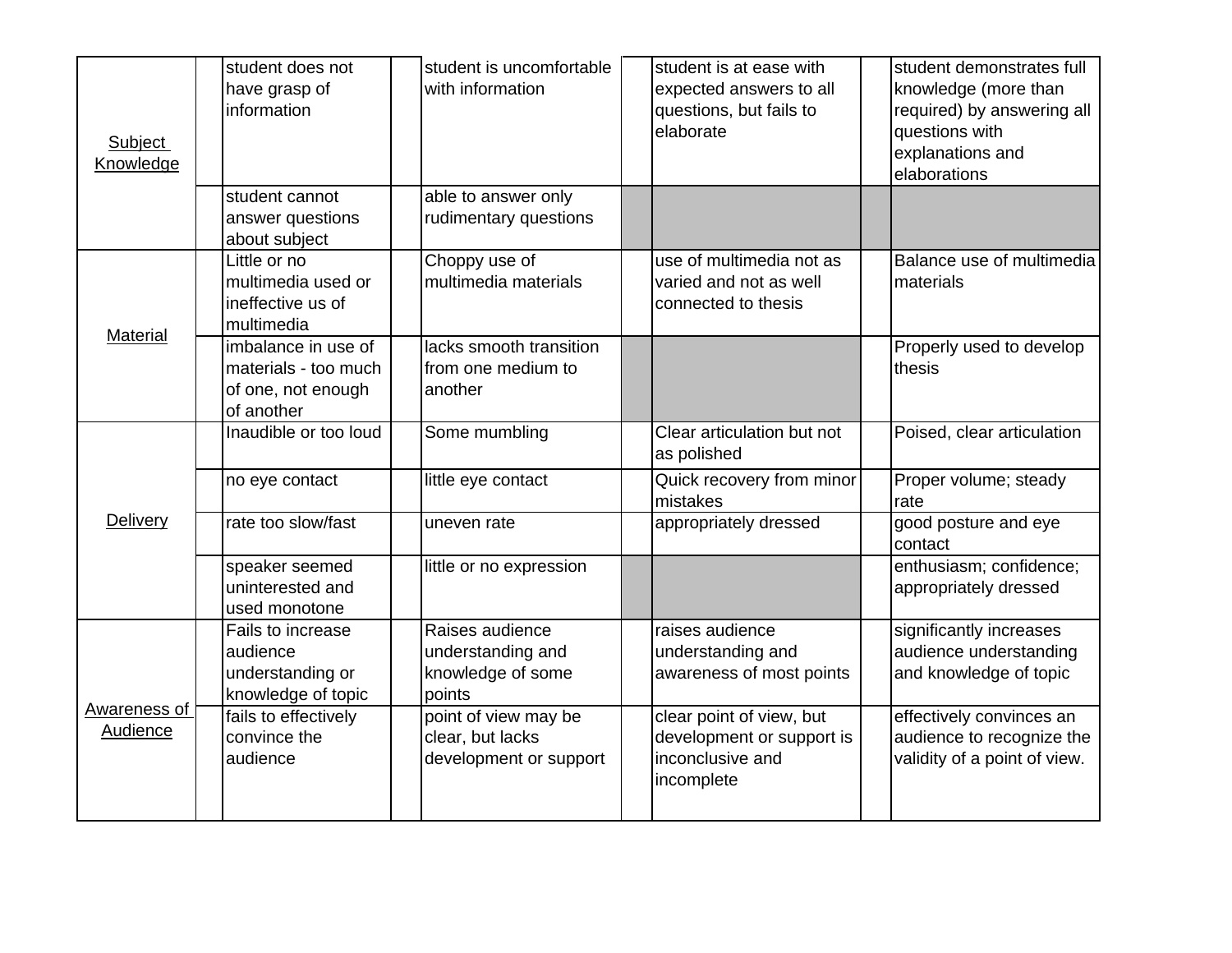| | | | | | | | | |
|---|---|---|---|---|---|---|---|---|
| Subject Knowledge | | student does not have grasp of information | | student is uncomfortable with information | | student is at ease with expected answers to all questions, but fails to elaborate | | student demonstrates full knowledge (more than required) by answering all questions with explanations and elaborations |
| | | student cannot answer questions about subject | | able to answer only rudimentary questions | | | | |
| Material | | Little or no multimedia used or ineffective us of multimedia | | Choppy use of multimedia materials | | use of multimedia not as varied and not as well connected to thesis | | Balance use of multimedia materials |
| | | imbalance in use of materials - too much of one, not enough of another | | lacks smooth transition from one medium to another | | | | Properly used to develop thesis |
| Delivery | | Inaudible or too loud | | Some mumbling | | Clear articulation but not as polished | | Poised, clear articulation |
| | | no eye contact | | little eye contact | | Quick recovery from minor mistakes | | Proper volume; steady rate |
| | | rate too slow/fast | | uneven rate | | appropriately dressed | | good posture and eye contact |
| | | speaker seemed uninterested and used monotone | | little or no expression | | | | enthusiasm; confidence; appropriately dressed |
| Awareness of Audience | | Fails to increase audience understanding or knowledge of topic | | Raises audience understanding and knowledge of some points | | raises audience understanding and awareness of most points | | significantly increases audience understanding and knowledge of topic |
| | | fails to effectively convince the audience | | point of view may be clear, but lacks development or support | | clear point of view, but development or support is inconclusive and incomplete | | effectively convinces an audience to recognize the validity of a point of view. |